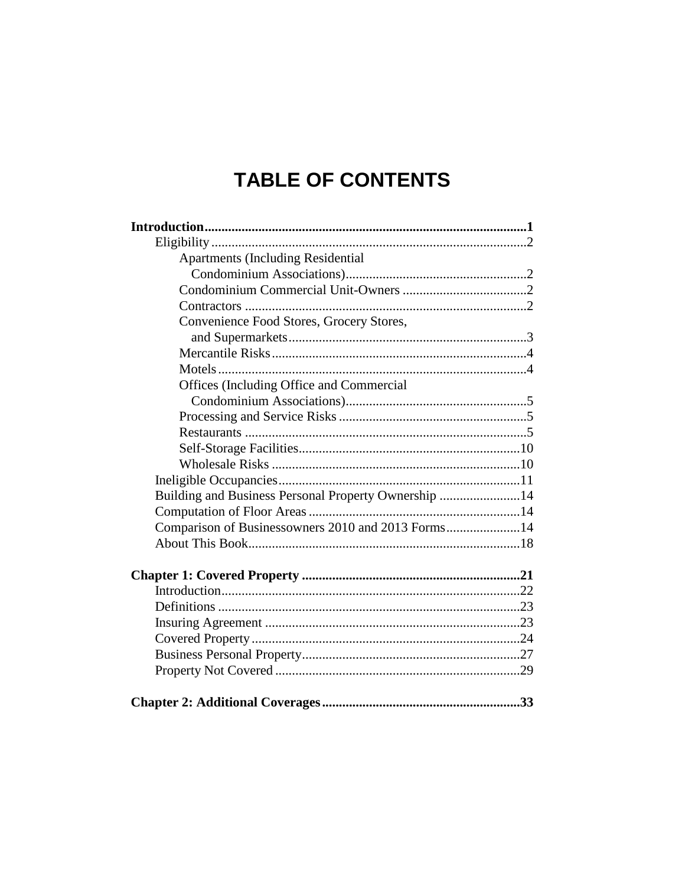# TABLE OF CONTENTS

**Introduction** .......... **1**

- Eligibility .......... 2
  - Apartments (Including Residential Condominium Associations) .......... 2
  - Condominium Commercial Unit-Owners .......... 2
  - Contractors .......... 2
  - Convenience Food Stores, Grocery Stores, and Supermarkets .......... 3
  - Mercantile Risks .......... 4
  - Motels .......... 4
  - Offices (Including Office and Commercial Condominium Associations) .......... 5
  - Processing and Service Risks .......... 5
  - Restaurants .......... 5
  - Self-Storage Facilities .......... 10
  - Wholesale Risks .......... 10
- Ineligible Occupancies .......... 11
- Building and Business Personal Property Ownership .......... 14
- Computation of Floor Areas .......... 14
- Comparison of Businessowners 2010 and 2013 Forms .......... 14
- About This Book .......... 18

**Chapter 1: Covered Property** .......... **21**

- Introduction .......... 22
- Definitions .......... 23
- Insuring Agreement .......... 23
- Covered Property .......... 24
- Business Personal Property .......... 27
- Property Not Covered .......... 29

**Chapter 2: Additional Coverages** .......... **33**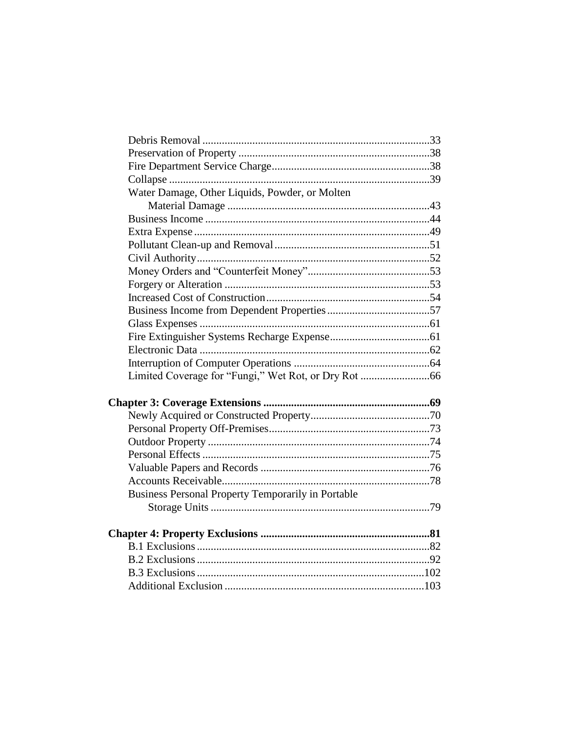Debris Removal .......................................................................... 33
Preservation of Property ............................................................ 38
Fire Department Service Charge ................................................ 38
Collapse ..................................................................................... 39
Water Damage, Other Liquids, Powder, or Molten
Material Damage ....................................................................... 43
Business Income ........................................................................ 44
Extra Expense ............................................................................ 49
Pollutant Clean-up and Removal ............................................... 51
Civil Authority ........................................................................... 52
Money Orders and "Counterfeit Money" ................................... 53
Forgery or Alteration ................................................................. 53
Increased Cost of Construction .................................................. 54
Business Income from Dependent Properties ............................ 57
Glass Expenses .......................................................................... 61
Fire Extinguisher Systems Recharge Expense ........................... 61
Electronic Data .......................................................................... 62
Interruption of Computer Operations ........................................ 64
Limited Coverage for "Fungi," Wet Rot, or Dry Rot ................ 66

**Chapter 3: Coverage Extensions ............................................................ 69**

Newly Acquired or Constructed Property .................................. 70
Personal Property Off-Premises ................................................. 73
Outdoor Property ....................................................................... 74
Personal Effects ......................................................................... 75
Valuable Papers and Records .................................................... 76
Accounts Receivable .................................................................. 78
Business Personal Property Temporarily in Portable
Storage Units ............................................................................. 79

**Chapter 4: Property Exclusions ............................................................ 81**

B.1 Exclusions ........................................................................... 82
B.2 Exclusions ........................................................................... 92
B.3 Exclusions ........................................................................... 102
Additional Exclusion ................................................................. 103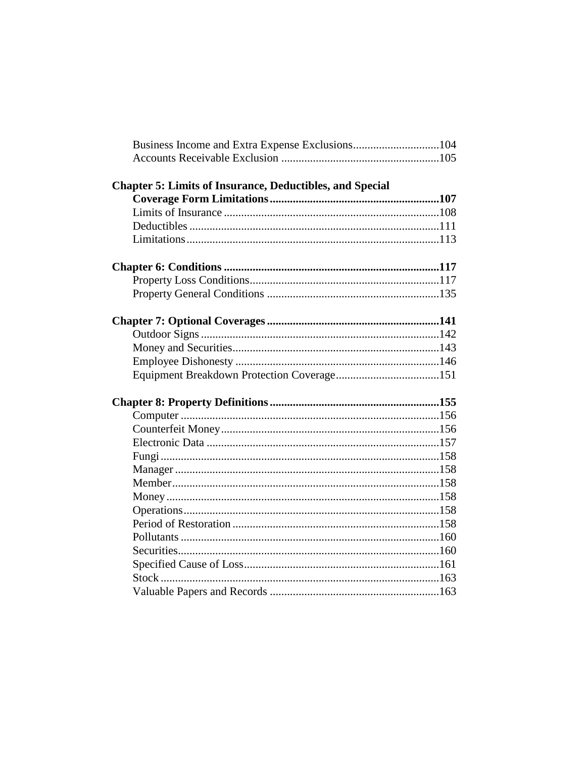Business Income and Extra Expense Exclusions.............................104
Accounts Receivable Exclusion ......................................................105

**Chapter 5: Limits of Insurance, Deductibles, and Special Coverage Form Limitations..........................................................107**
Limits of Insurance ..........................................................................108
Deductibles ......................................................................................111
Limitations.......................................................................................113

**Chapter 6: Conditions ..........................................................................117**
Property Loss Conditions.................................................................117
Property General Conditions ...........................................................135

**Chapter 7: Optional Coverages ...........................................................141**
Outdoor Signs ..................................................................................142
Money and Securities.......................................................................143
Employee Dishonesty ......................................................................146
Equipment Breakdown Protection Coverage...................................151

**Chapter 8: Property Definitions..........................................................155**
Computer .........................................................................................156
Counterfeit Money...........................................................................156
Electronic Data ................................................................................157
Fungi................................................................................................158
Manager ...........................................................................................158
Member............................................................................................158
Money..............................................................................................158
Operations........................................................................................158
Period of Restoration .......................................................................158
Pollutants .........................................................................................160
Securities..........................................................................................160
Specified Cause of Loss...................................................................161
Stock ................................................................................................163
Valuable Papers and Records ..........................................................163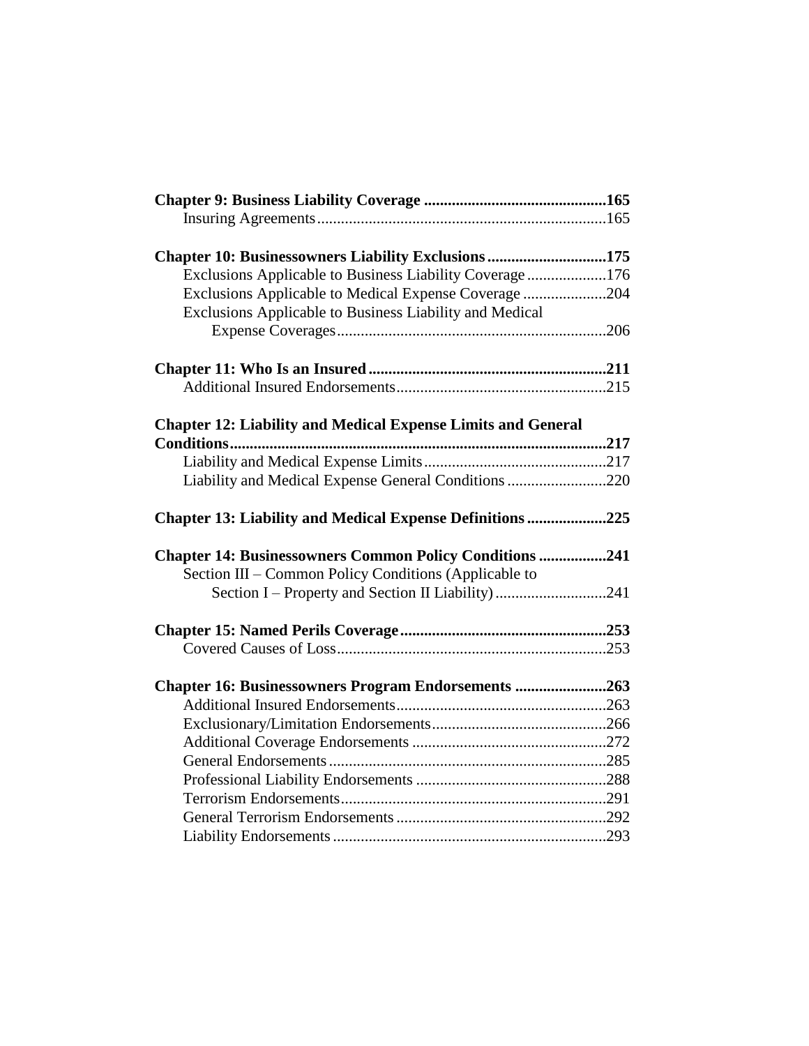**Chapter 9: Business Liability Coverage ............................................. 165**

Insuring Agreements ........................................................................ 165

**Chapter 10: Businessowners Liability Exclusions ............................. 175**

Exclusions Applicable to Business Liability Coverage .................... 176

Exclusions Applicable to Medical Expense Coverage ..................... 204

Exclusions Applicable to Business Liability and Medical Expense Coverages ................................................................... 206

**Chapter 11: Who Is an Insured ........................................................... 211**

Additional Insured Endorsements ..................................................... 215

**Chapter 12: Liability and Medical Expense Limits and General Conditions .............................................................................................. 217**

Liability and Medical Expense Limits ............................................. 217

Liability and Medical Expense General Conditions ......................... 220

**Chapter 13: Liability and Medical Expense Definitions .................... 225**

**Chapter 14: Businessowners Common Policy Conditions ................. 241**

Section III – Common Policy Conditions (Applicable to Section I – Property and Section II Liability) ........................... 241

**Chapter 15: Named Perils Coverage .................................................... 253**

Covered Causes of Loss ................................................................... 253

**Chapter 16: Businessowners Program Endorsements ....................... 263**

Additional Insured Endorsements ..................................................... 263

Exclusionary/Limitation Endorsements ............................................ 266

Additional Coverage Endorsements ................................................. 272

General Endorsements ..................................................................... 285

Professional Liability Endorsements ................................................ 288

Terrorism Endorsements .................................................................. 291

General Terrorism Endorsements ..................................................... 292

Liability Endorsements .................................................................... 293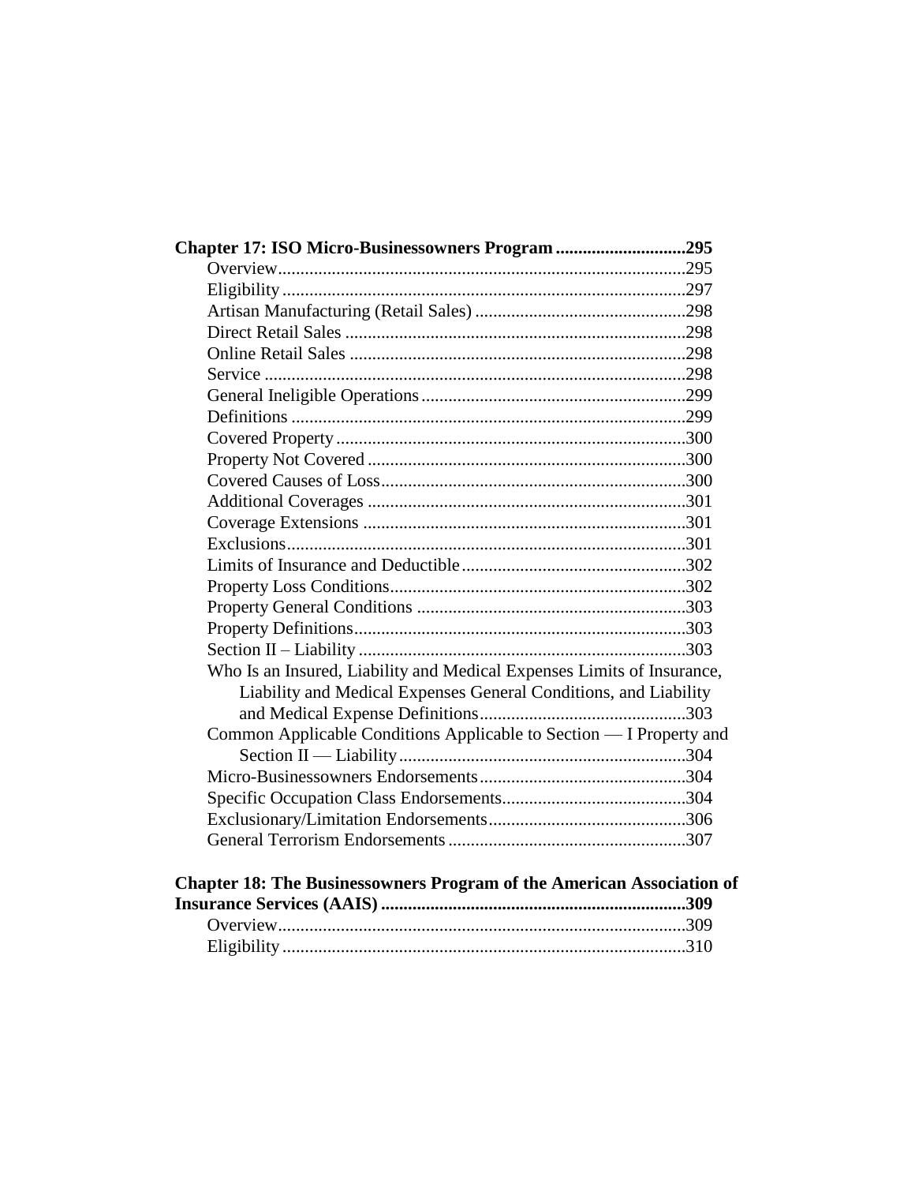**Chapter 17: ISO Micro-Businessowners Program ............................295**

- Overview..........................................................................................295
- Eligibility.........................................................................................297
- Artisan Manufacturing (Retail Sales) ..............................................298
- Direct Retail Sales ...........................................................................298
- Online Retail Sales ..........................................................................298
- Service .............................................................................................298
- General Ineligible Operations..........................................................299
- Definitions .......................................................................................299
- Covered Property.............................................................................300
- Property Not Covered ......................................................................300
- Covered Causes of Loss...................................................................300
- Additional Coverages ......................................................................301
- Coverage Extensions .......................................................................301
- Exclusions........................................................................................301
- Limits of Insurance and Deductible.................................................302
- Property Loss Conditions.................................................................302
- Property General Conditions ...........................................................303
- Property Definitions.........................................................................303
- Section II – Liability........................................................................303
- Who Is an Insured, Liability and Medical Expenses Limits of Insurance, Liability and Medical Expenses General Conditions, and Liability and Medical Expense Definitions.............................................303
- Common Applicable Conditions Applicable to Section — I Property and Section II — Liability...............................................................304
- Micro-Businessowners Endorsements.............................................304
- Specific Occupation Class Endorsements........................................304
- Exclusionary/Limitation Endorsements...........................................306
- General Terrorism Endorsements....................................................307

**Chapter 18: The Businessowners Program of the American Association of Insurance Services (AAIS)...................................................................309**

- Overview..........................................................................................309
- Eligibility.........................................................................................310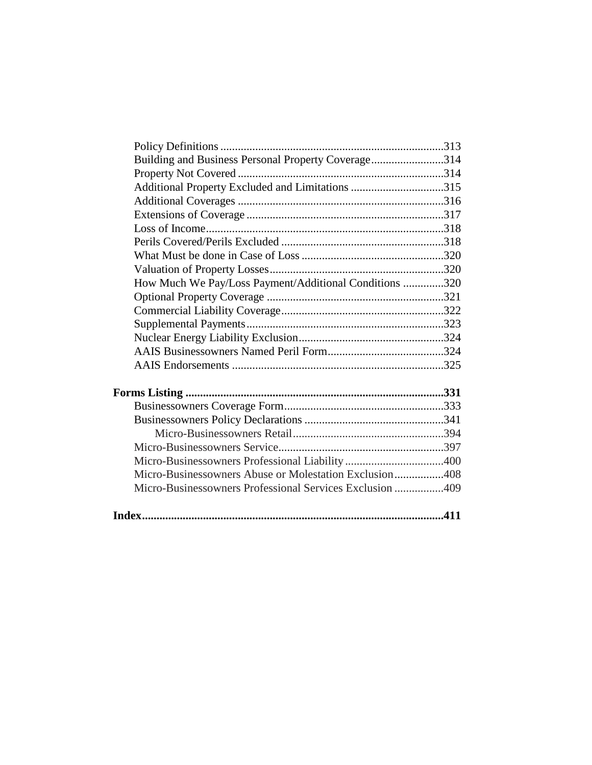Policy Definitions ............................................................................313
Building and Business Personal Property Coverage.........................314
Property Not Covered ......................................................................314
Additional Property Excluded and Limitations ................................315
Additional Coverages ......................................................................316
Extensions of Coverage ...................................................................317
Loss of Income.................................................................................318
Perils Covered/Perils Excluded ........................................................318
What Must be done in Case of Loss .................................................320
Valuation of Property Losses...........................................................320
How Much We Pay/Loss Payment/Additional Conditions ..............320
Optional Property Coverage .............................................................321
Commercial Liability Coverage........................................................322
Supplemental Payments...................................................................323
Nuclear Energy Liability Exclusion..................................................324
AAIS Businessowners Named Peril Form........................................324
AAIS Endorsements ........................................................................325

**Forms Listing ........................................................................................331**

Businessowners Coverage Form.......................................................333
Businessowners Policy Declarations ................................................341
Micro-Businessowners Retail...................................................394
Micro-Businessowners Service........................................................397
Micro-Businessowners Professional Liability..................................400
Micro-Businessowners Abuse or Molestation Exclusion.................408
Micro-Businessowners Professional Services Exclusion .................409

**Index.......................................................................................................411**